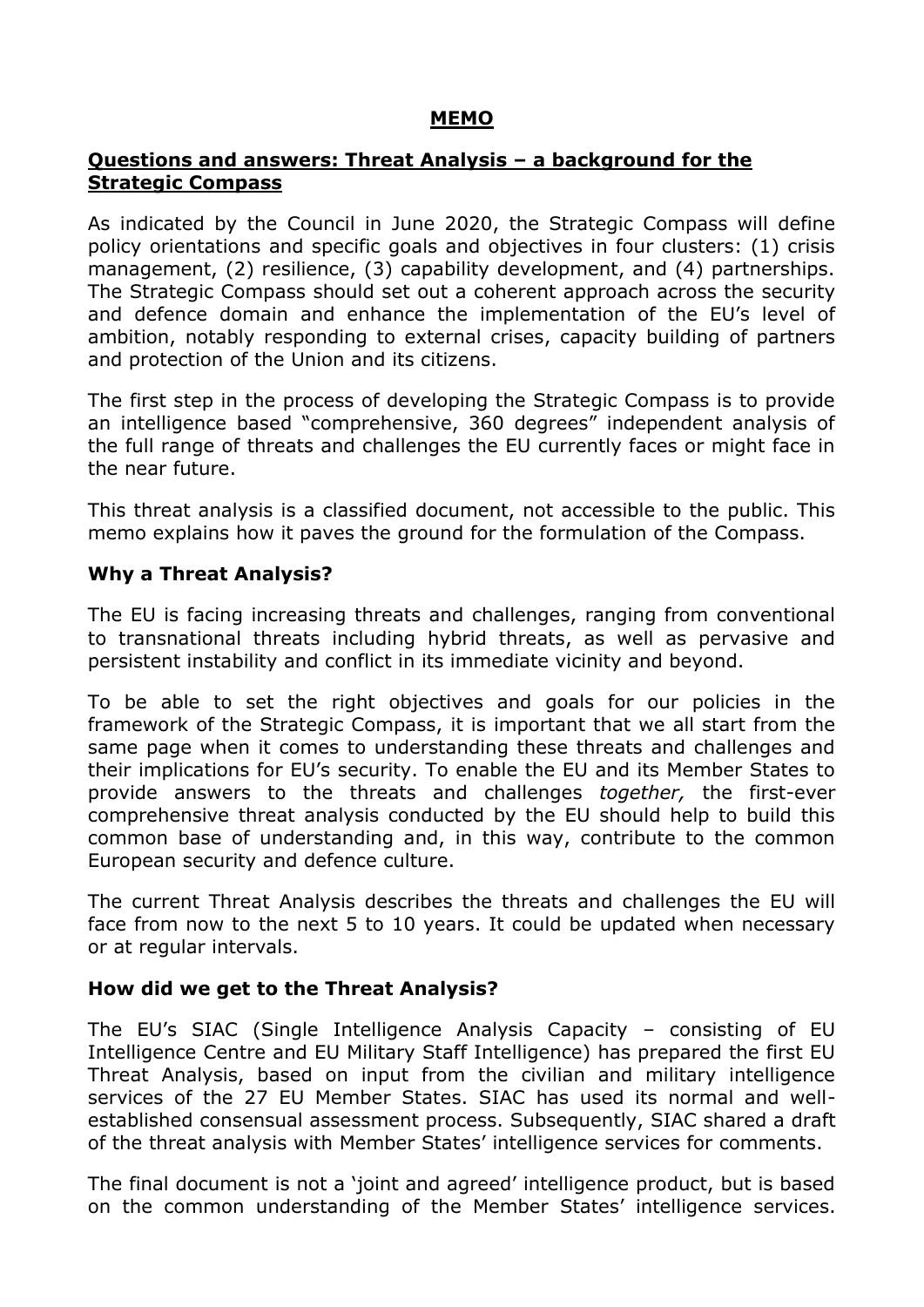# MEMO

## Questions and answers: Threat Analysis – a background for the Strategic Compass

As indicated by the Council in June 2020, the Strategic Compass will define policy orientations and specific goals and objectives in four clusters: (1) crisis management, (2) resilience, (3) capability development, and (4) partnerships. The Strategic Compass should set out a coherent approach across the security and defence domain and enhance the implementation of the EU's level of ambition, notably responding to external crises, capacity building of partners and protection of the Union and its citizens.

The first step in the process of developing the Strategic Compass is to provide an intelligence based "comprehensive, 360 degrees" independent analysis of the full range of threats and challenges the EU currently faces or might face in the near future.

This threat analysis is a classified document, not accessible to the public. This memo explains how it paves the ground for the formulation of the Compass.

### Why a Threat Analysis?

The EU is facing increasing threats and challenges, ranging from conventional to transnational threats including hybrid threats, as well as pervasive and persistent instability and conflict in its immediate vicinity and beyond.

To be able to set the right objectives and goals for our policies in the framework of the Strategic Compass, it is important that we all start from the same page when it comes to understanding these threats and challenges and their implications for EU's security. To enable the EU and its Member States to provide answers to the threats and challenges *together,* the first-ever comprehensive threat analysis conducted by the EU should help to build this common base of understanding and, in this way, contribute to the common European security and defence culture.

The current Threat Analysis describes the threats and challenges the EU will face from now to the next 5 to 10 years. It could be updated when necessary or at regular intervals.

### How did we get to the Threat Analysis?

The EU's SIAC (Single Intelligence Analysis Capacity – consisting of EU Intelligence Centre and EU Military Staff Intelligence) has prepared the first EU Threat Analysis, based on input from the civilian and military intelligence services of the 27 EU Member States. SIAC has used its normal and well-established consensual assessment process. Subsequently, SIAC shared a draft of the threat analysis with Member States' intelligence services for comments.

The final document is not a 'joint and agreed' intelligence product, but is based on the common understanding of the Member States' intelligence services.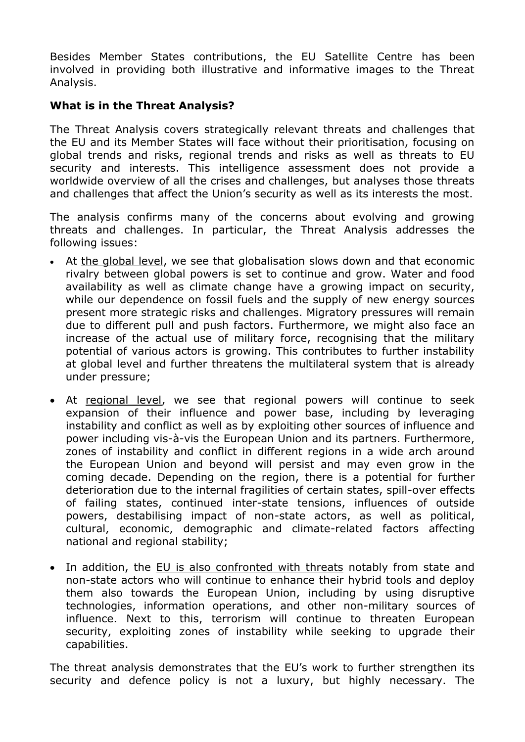Besides Member States contributions, the EU Satellite Centre has been involved in providing both illustrative and informative images to the Threat Analysis.

**What is in the Threat Analysis?**

The Threat Analysis covers strategically relevant threats and challenges that the EU and its Member States will face without their prioritisation, focusing on global trends and risks, regional trends and risks as well as threats to EU security and interests. This intelligence assessment does not provide a worldwide overview of all the crises and challenges, but analyses those threats and challenges that affect the Union's security as well as its interests the most.

The analysis confirms many of the concerns about evolving and growing threats and challenges. In particular, the Threat Analysis addresses the following issues:

- At the global level, we see that globalisation slows down and that economic rivalry between global powers is set to continue and grow. Water and food availability as well as climate change have a growing impact on security, while our dependence on fossil fuels and the supply of new energy sources present more strategic risks and challenges. Migratory pressures will remain due to different pull and push factors. Furthermore, we might also face an increase of the actual use of military force, recognising that the military potential of various actors is growing. This contributes to further instability at global level and further threatens the multilateral system that is already under pressure;

- At regional level, we see that regional powers will continue to seek expansion of their influence and power base, including by leveraging instability and conflict as well as by exploiting other sources of influence and power including vis-à-vis the European Union and its partners. Furthermore, zones of instability and conflict in different regions in a wide arch around the European Union and beyond will persist and may even grow in the coming decade. Depending on the region, there is a potential for further deterioration due to the internal fragilities of certain states, spill-over effects of failing states, continued inter-state tensions, influences of outside powers, destabilising impact of non-state actors, as well as political, cultural, economic, demographic and climate-related factors affecting national and regional stability;

- In addition, the EU is also confronted with threats notably from state and non-state actors who will continue to enhance their hybrid tools and deploy them also towards the European Union, including by using disruptive technologies, information operations, and other non-military sources of influence. Next to this, terrorism will continue to threaten European security, exploiting zones of instability while seeking to upgrade their capabilities.

The threat analysis demonstrates that the EU's work to further strengthen its security and defence policy is not a luxury, but highly necessary. The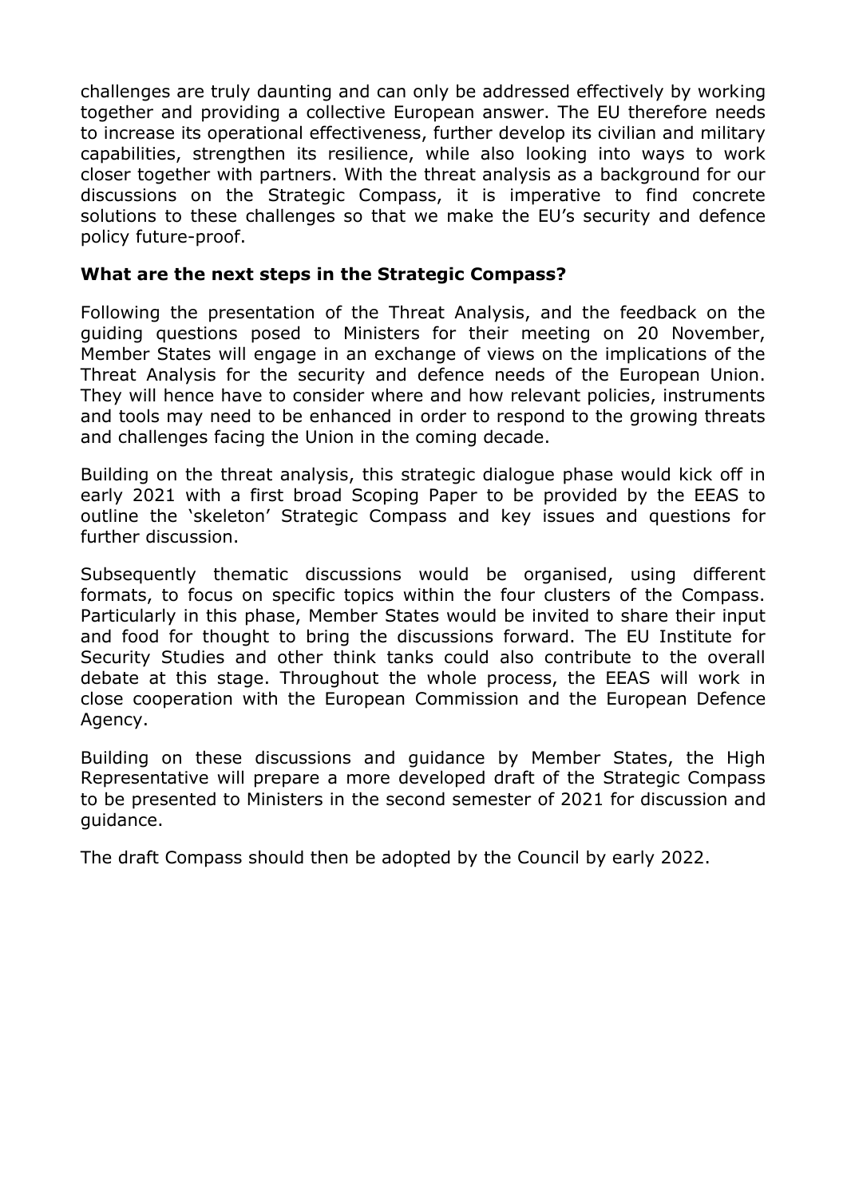challenges are truly daunting and can only be addressed effectively by working together and providing a collective European answer. The EU therefore needs to increase its operational effectiveness, further develop its civilian and military capabilities, strengthen its resilience, while also looking into ways to work closer together with partners. With the threat analysis as a background for our discussions on the Strategic Compass, it is imperative to find concrete solutions to these challenges so that we make the EU's security and defence policy future-proof.

**What are the next steps in the Strategic Compass?**

Following the presentation of the Threat Analysis, and the feedback on the guiding questions posed to Ministers for their meeting on 20 November, Member States will engage in an exchange of views on the implications of the Threat Analysis for the security and defence needs of the European Union. They will hence have to consider where and how relevant policies, instruments and tools may need to be enhanced in order to respond to the growing threats and challenges facing the Union in the coming decade.

Building on the threat analysis, this strategic dialogue phase would kick off in early 2021 with a first broad Scoping Paper to be provided by the EEAS to outline the 'skeleton' Strategic Compass and key issues and questions for further discussion.

Subsequently thematic discussions would be organised, using different formats, to focus on specific topics within the four clusters of the Compass. Particularly in this phase, Member States would be invited to share their input and food for thought to bring the discussions forward. The EU Institute for Security Studies and other think tanks could also contribute to the overall debate at this stage. Throughout the whole process, the EEAS will work in close cooperation with the European Commission and the European Defence Agency.

Building on these discussions and guidance by Member States, the High Representative will prepare a more developed draft of the Strategic Compass to be presented to Ministers in the second semester of 2021 for discussion and guidance.

The draft Compass should then be adopted by the Council by early 2022.